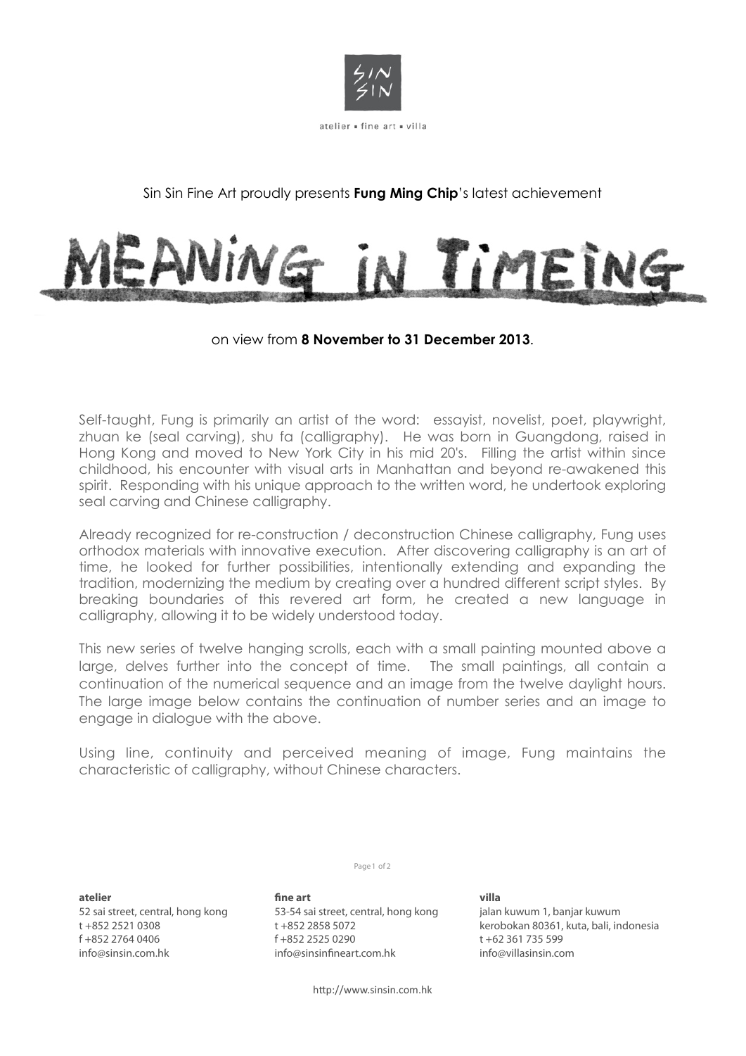SIN SIN

atelier ▪ fine art ▪ villa

Sin Sin Fine Art proudly presents **Fung Ming Chip**'s latest achievement

# MEANING IN TIMEING

on view from **8 November to 31 December 2013**.

Self-taught, Fung is primarily an artist of the word: essayist, novelist, poet, playwright, zhuan ke (seal carving), shu fa (calligraphy). He was born in Guangdong, raised in Hong Kong and moved to New York City in his mid 20's. Filling the artist within since childhood, his encounter with visual arts in Manhattan and beyond re-awakened this spirit. Responding with his unique approach to the written word, he undertook exploring seal carving and Chinese calligraphy.

Already recognized for re-construction / deconstruction Chinese calligraphy, Fung uses orthodox materials with innovative execution. After discovering calligraphy is an art of time, he looked for further possibilities, intentionally extending and expanding the tradition, modernizing the medium by creating over a hundred different script styles. By breaking boundaries of this revered art form, he created a new language in calligraphy, allowing it to be widely understood today.

This new series of twelve hanging scrolls, each with a small painting mounted above a large, delves further into the concept of time. The small paintings, all contain a continuation of the numerical sequence and an image from the twelve daylight hours. The large image below contains the continuation of number series and an image to engage in dialogue with the above.

Using line, continuity and perceived meaning of image, Fung maintains the characteristic of calligraphy, without Chinese characters.

**atelier**
52 sai street, central, hong kong
t +852 2521 0308
f +852 2764 0406
info@sinsin.com.hk

**fine art**
53-54 sai street, central, hong kong
t +852 2858 5072
f +852 2525 0290
info@sinsinfineart.com.hk

**villa**
jalan kuwum 1, banjar kuwum
kerobokan 80361, kuta, bali, indonesia
t +62 361 735 599
info@villasinsin.com

http://www.sinsin.com.hk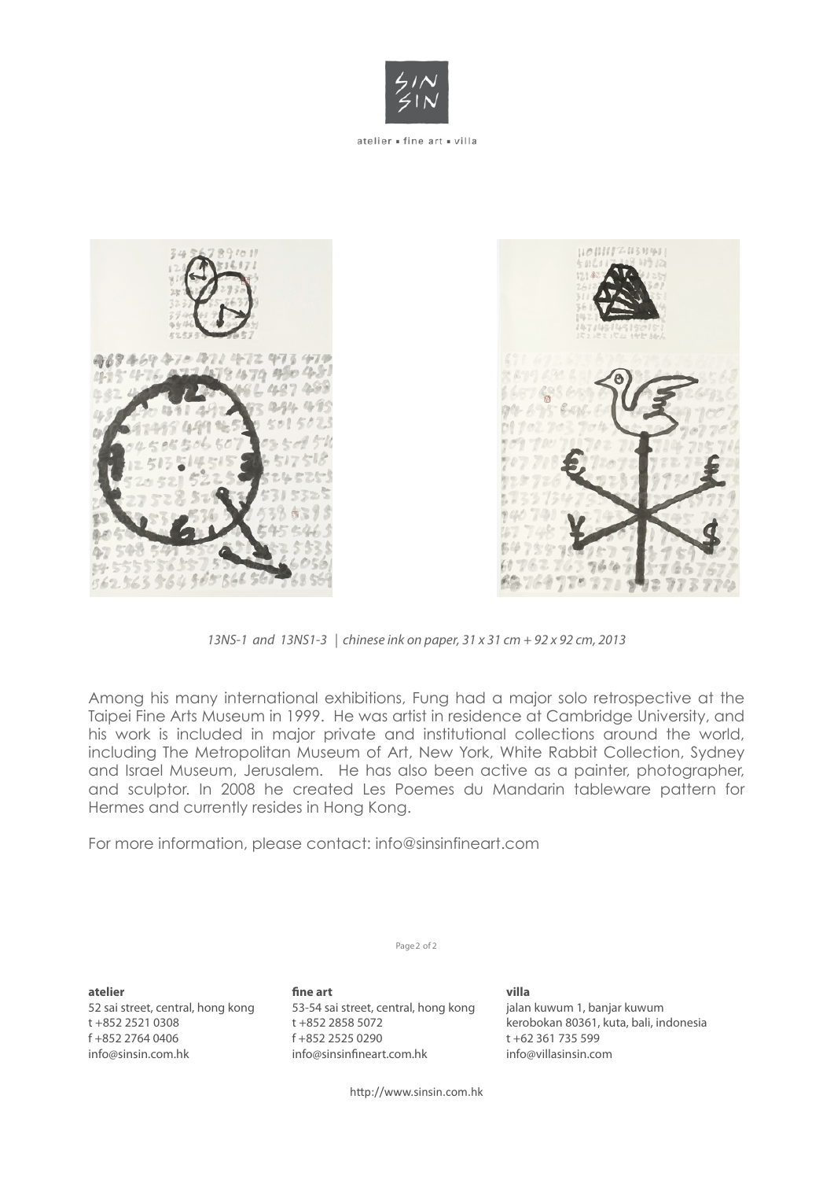atelier ▪ fine art ▪ villa

*13NS-1 and 13NS1-3 | chinese ink on paper, 31 x 31 cm + 92 x 92 cm, 2013*

Among his many international exhibitions, Fung had a major solo retrospective at the Taipei Fine Arts Museum in 1999. He was artist in residence at Cambridge University, and his work is included in major private and institutional collections around the world, including The Metropolitan Museum of Art, New York, White Rabbit Collection, Sydney and Israel Museum, Jerusalem. He has also been active as a painter, photographer, and sculptor. In 2008 he created Les Poemes du Mandarin tableware pattern for Hermes and currently resides in Hong Kong.

For more information, please contact: info@sinsinfineart.com

**atelier**
52 sai street, central, hong kong
t +852 2521 0308
f +852 2764 0406
info@sinsin.com.hk

**fine art**
53-54 sai street, central, hong kong
t +852 2858 5072
f +852 2525 0290
info@sinsinfineart.com.hk

**villa**
jalan kuwum 1, banjar kuwum
kerobokan 80361, kuta, bali, indonesia
t +62 361 735 599
info@villasinsin.com

http://www.sinsin.com.hk